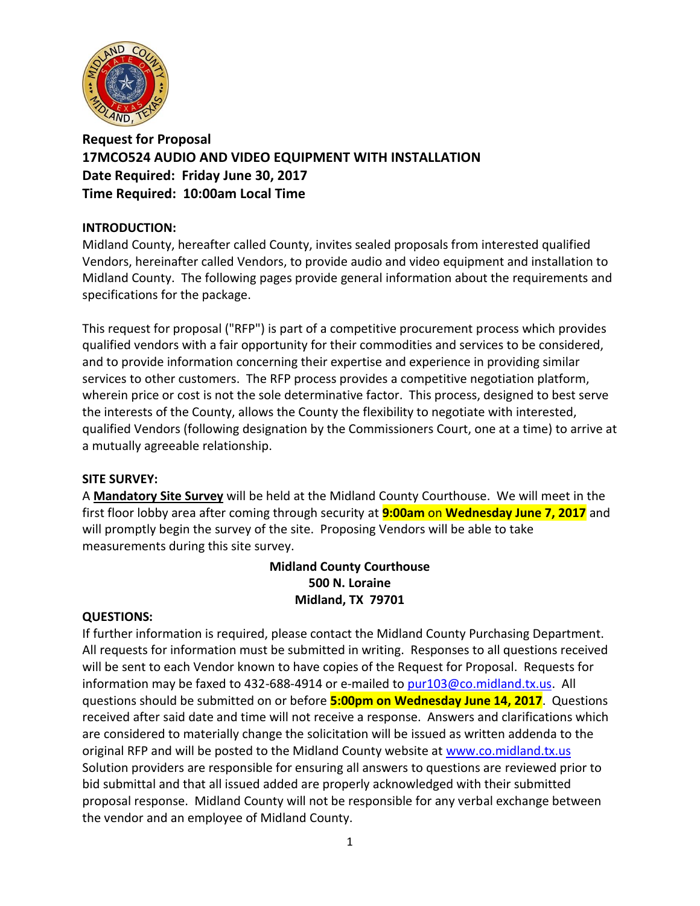**Request for Proposal**
**17MCO524 AUDIO AND VIDEO EQUIPMENT WITH INSTALLATION**
**Date Required: Friday June 30, 2017**
**Time Required: 10:00am Local Time**

**INTRODUCTION:**

Midland County, hereafter called County, invites sealed proposals from interested qualified Vendors, hereinafter called Vendors, to provide audio and video equipment and installation to Midland County. The following pages provide general information about the requirements and specifications for the package.

This request for proposal ("RFP") is part of a competitive procurement process which provides qualified vendors with a fair opportunity for their commodities and services to be considered, and to provide information concerning their expertise and experience in providing similar services to other customers. The RFP process provides a competitive negotiation platform, wherein price or cost is not the sole determinative factor. This process, designed to best serve the interests of the County, allows the County the flexibility to negotiate with interested, qualified Vendors (following designation by the Commissioners Court, one at a time) to arrive at a mutually agreeable relationship.

**SITE SURVEY:**

A **Mandatory Site Survey** will be held at the Midland County Courthouse. We will meet in the first floor lobby area after coming through security at **9:00am** on **Wednesday June 7, 2017** and will promptly begin the survey of the site. Proposing Vendors will be able to take measurements during this site survey.

**Midland County Courthouse**
**500 N. Loraine**
**Midland, TX 79701**

**QUESTIONS:**

If further information is required, please contact the Midland County Purchasing Department. All requests for information must be submitted in writing. Responses to all questions received will be sent to each Vendor known to have copies of the Request for Proposal. Requests for information may be faxed to 432-688-4914 or e-mailed to pur103@co.midland.tx.us. All questions should be submitted on or before **5:00pm on Wednesday June 14, 2017**. Questions received after said date and time will not receive a response. Answers and clarifications which are considered to materially change the solicitation will be issued as written addenda to the original RFP and will be posted to the Midland County website at www.co.midland.tx.us Solution providers are responsible for ensuring all answers to questions are reviewed prior to bid submittal and that all issued added are properly acknowledged with their submitted proposal response. Midland County will not be responsible for any verbal exchange between the vendor and an employee of Midland County.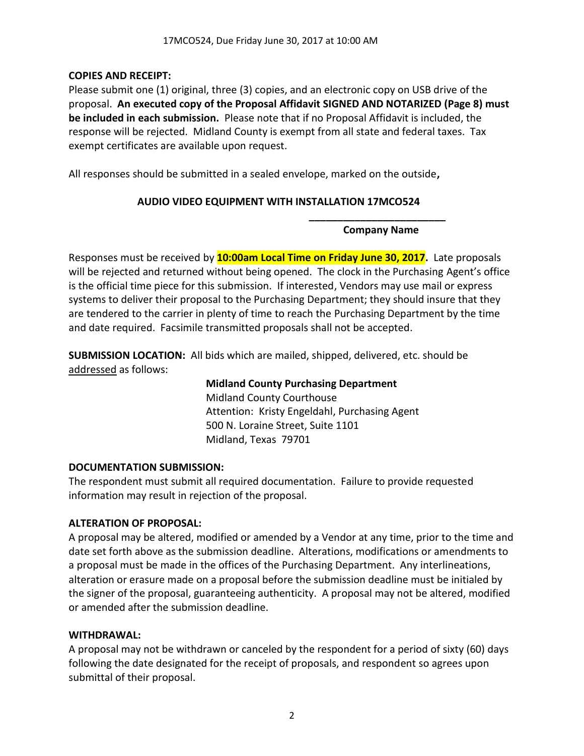**COPIES AND RECEIPT:**
Please submit one (1) original, three (3) copies, and an electronic copy on USB drive of the proposal. **An executed copy of the Proposal Affidavit SIGNED AND NOTARIZED (Page 8) must be included in each submission.** Please note that if no Proposal Affidavit is included, the response will be rejected. Midland County is exempt from all state and federal taxes. Tax exempt certificates are available upon request.

All responses should be submitted in a sealed envelope, marked on the outside**,**

**AUDIO VIDEO EQUIPMENT WITH INSTALLATION 17MCO524**

**________________________**
**Company Name**

Responses must be received by **10:00am Local Time on Friday June 30, 2017.** Late proposals will be rejected and returned without being opened. The clock in the Purchasing Agent's office is the official time piece for this submission. If interested, Vendors may use mail or express systems to deliver their proposal to the Purchasing Department; they should insure that they are tendered to the carrier in plenty of time to reach the Purchasing Department by the time and date required. Facsimile transmitted proposals shall not be accepted.

**SUBMISSION LOCATION:** All bids which are mailed, shipped, delivered, etc. should be addressed as follows:

**Midland County Purchasing Department**
Midland County Courthouse
Attention: Kristy Engeldahl, Purchasing Agent
500 N. Loraine Street, Suite 1101
Midland, Texas 79701

**DOCUMENTATION SUBMISSION:**
The respondent must submit all required documentation. Failure to provide requested information may result in rejection of the proposal.

**ALTERATION OF PROPOSAL:**
A proposal may be altered, modified or amended by a Vendor at any time, prior to the time and date set forth above as the submission deadline. Alterations, modifications or amendments to a proposal must be made in the offices of the Purchasing Department. Any interlineations, alteration or erasure made on a proposal before the submission deadline must be initialed by the signer of the proposal, guaranteeing authenticity. A proposal may not be altered, modified or amended after the submission deadline.

**WITHDRAWAL:**
A proposal may not be withdrawn or canceled by the respondent for a period of sixty (60) days following the date designated for the receipt of proposals, and respondent so agrees upon submittal of their proposal.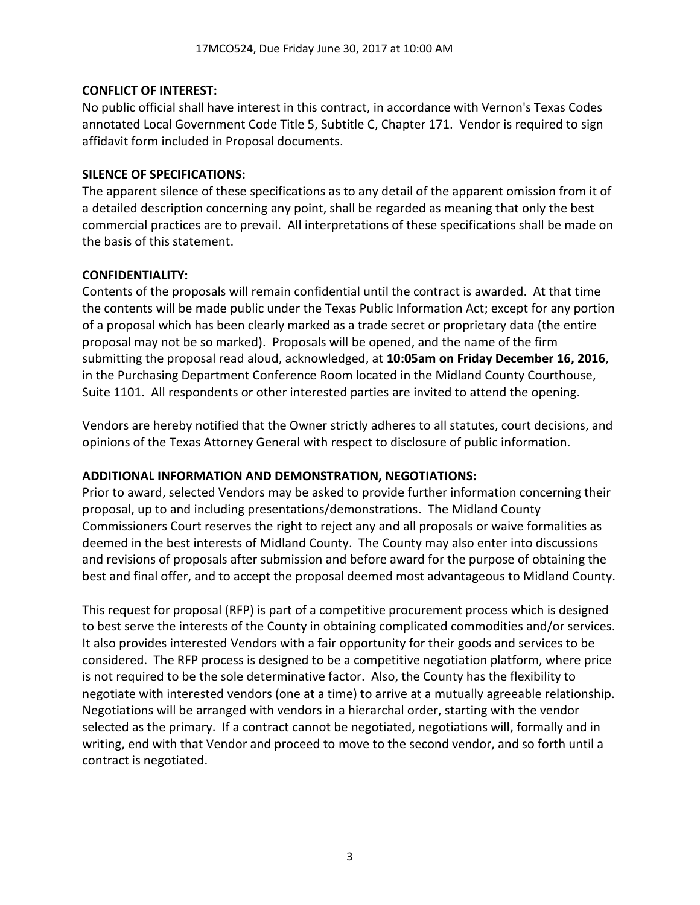**CONFLICT OF INTEREST:**

No public official shall have interest in this contract, in accordance with Vernon's Texas Codes annotated Local Government Code Title 5, Subtitle C, Chapter 171. Vendor is required to sign affidavit form included in Proposal documents.

**SILENCE OF SPECIFICATIONS:**

The apparent silence of these specifications as to any detail of the apparent omission from it of a detailed description concerning any point, shall be regarded as meaning that only the best commercial practices are to prevail. All interpretations of these specifications shall be made on the basis of this statement.

**CONFIDENTIALITY:**

Contents of the proposals will remain confidential until the contract is awarded. At that time the contents will be made public under the Texas Public Information Act; except for any portion of a proposal which has been clearly marked as a trade secret or proprietary data (the entire proposal may not be so marked). Proposals will be opened, and the name of the firm submitting the proposal read aloud, acknowledged, at **10:05am on Friday December 16, 2016**, in the Purchasing Department Conference Room located in the Midland County Courthouse, Suite 1101. All respondents or other interested parties are invited to attend the opening.

Vendors are hereby notified that the Owner strictly adheres to all statutes, court decisions, and opinions of the Texas Attorney General with respect to disclosure of public information.

**ADDITIONAL INFORMATION AND DEMONSTRATION, NEGOTIATIONS:**

Prior to award, selected Vendors may be asked to provide further information concerning their proposal, up to and including presentations/demonstrations. The Midland County Commissioners Court reserves the right to reject any and all proposals or waive formalities as deemed in the best interests of Midland County. The County may also enter into discussions and revisions of proposals after submission and before award for the purpose of obtaining the best and final offer, and to accept the proposal deemed most advantageous to Midland County.

This request for proposal (RFP) is part of a competitive procurement process which is designed to best serve the interests of the County in obtaining complicated commodities and/or services. It also provides interested Vendors with a fair opportunity for their goods and services to be considered. The RFP process is designed to be a competitive negotiation platform, where price is not required to be the sole determinative factor. Also, the County has the flexibility to negotiate with interested vendors (one at a time) to arrive at a mutually agreeable relationship. Negotiations will be arranged with vendors in a hierarchal order, starting with the vendor selected as the primary. If a contract cannot be negotiated, negotiations will, formally and in writing, end with that Vendor and proceed to move to the second vendor, and so forth until a contract is negotiated.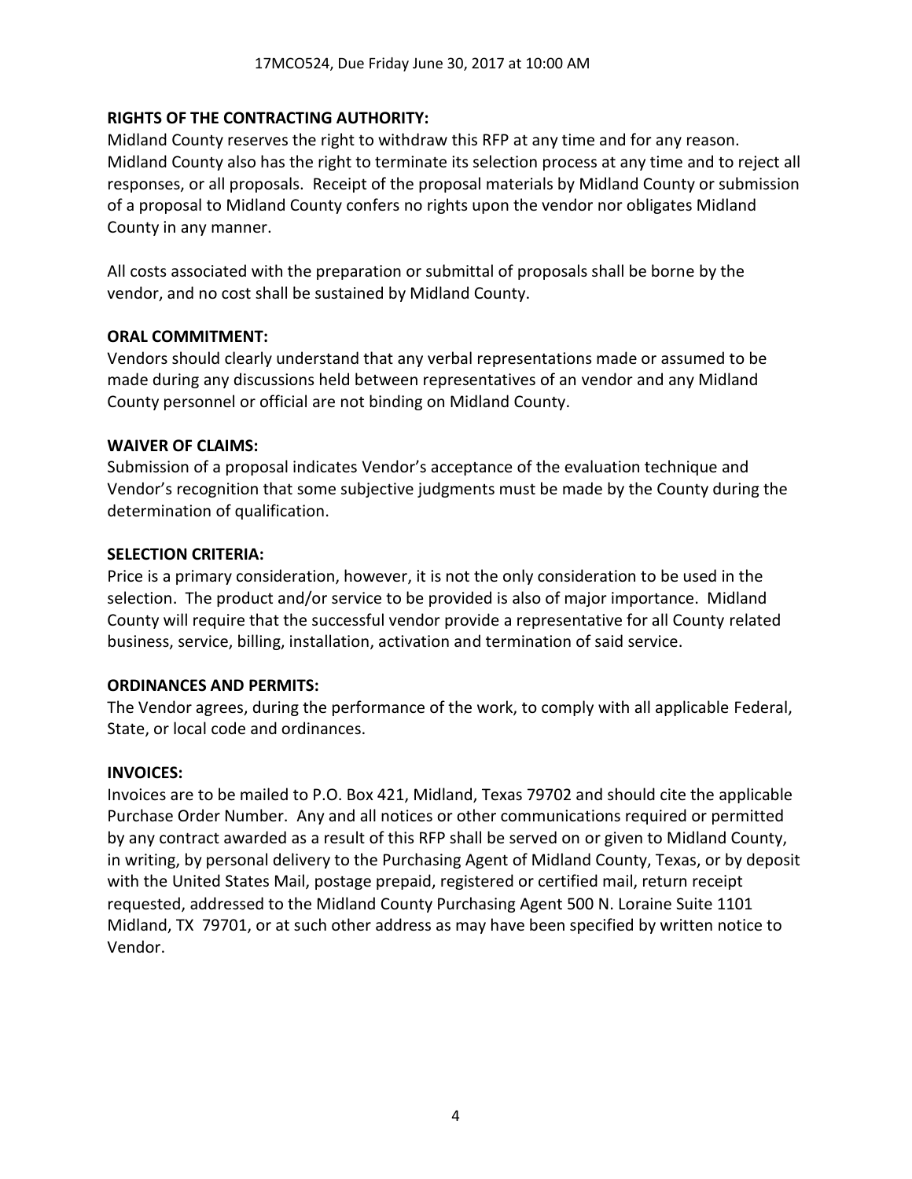**RIGHTS OF THE CONTRACTING AUTHORITY:**

Midland County reserves the right to withdraw this RFP at any time and for any reason. Midland County also has the right to terminate its selection process at any time and to reject all responses, or all proposals. Receipt of the proposal materials by Midland County or submission of a proposal to Midland County confers no rights upon the vendor nor obligates Midland County in any manner.

All costs associated with the preparation or submittal of proposals shall be borne by the vendor, and no cost shall be sustained by Midland County.

**ORAL COMMITMENT:**

Vendors should clearly understand that any verbal representations made or assumed to be made during any discussions held between representatives of an vendor and any Midland County personnel or official are not binding on Midland County.

**WAIVER OF CLAIMS:**

Submission of a proposal indicates Vendor's acceptance of the evaluation technique and Vendor's recognition that some subjective judgments must be made by the County during the determination of qualification.

**SELECTION CRITERIA:**

Price is a primary consideration, however, it is not the only consideration to be used in the selection. The product and/or service to be provided is also of major importance. Midland County will require that the successful vendor provide a representative for all County related business, service, billing, installation, activation and termination of said service.

**ORDINANCES AND PERMITS:**

The Vendor agrees, during the performance of the work, to comply with all applicable Federal, State, or local code and ordinances.

**INVOICES:**

Invoices are to be mailed to P.O. Box 421, Midland, Texas 79702 and should cite the applicable Purchase Order Number. Any and all notices or other communications required or permitted by any contract awarded as a result of this RFP shall be served on or given to Midland County, in writing, by personal delivery to the Purchasing Agent of Midland County, Texas, or by deposit with the United States Mail, postage prepaid, registered or certified mail, return receipt requested, addressed to the Midland County Purchasing Agent 500 N. Loraine Suite 1101 Midland, TX 79701, or at such other address as may have been specified by written notice to Vendor.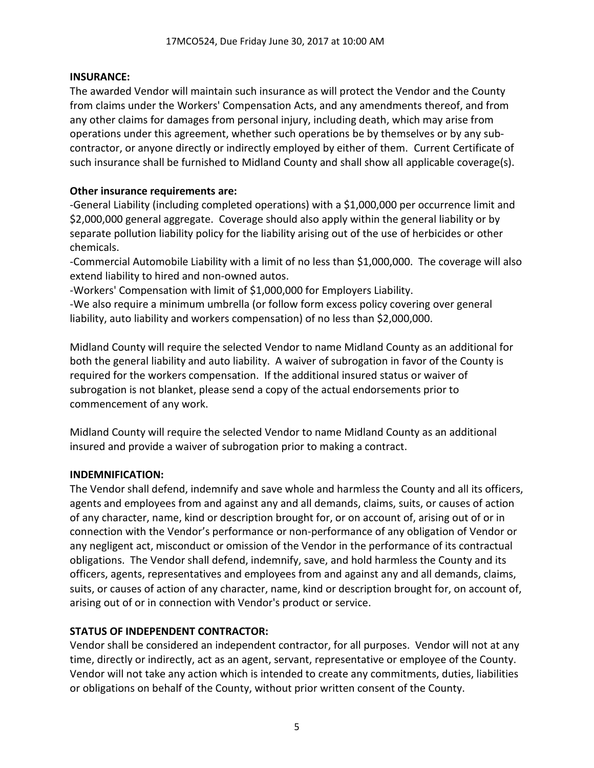**INSURANCE:**

The awarded Vendor will maintain such insurance as will protect the Vendor and the County from claims under the Workers' Compensation Acts, and any amendments thereof, and from any other claims for damages from personal injury, including death, which may arise from operations under this agreement, whether such operations be by themselves or by any sub-contractor, or anyone directly or indirectly employed by either of them. Current Certificate of such insurance shall be furnished to Midland County and shall show all applicable coverage(s).

**Other insurance requirements are:**

-General Liability (including completed operations) with a $1,000,000 per occurrence limit and $2,000,000 general aggregate. Coverage should also apply within the general liability or by separate pollution liability policy for the liability arising out of the use of herbicides or other chemicals.

-Commercial Automobile Liability with a limit of no less than $1,000,000. The coverage will also extend liability to hired and non-owned autos.

-Workers' Compensation with limit of $1,000,000 for Employers Liability.

-We also require a minimum umbrella (or follow form excess policy covering over general liability, auto liability and workers compensation) of no less than $2,000,000.

Midland County will require the selected Vendor to name Midland County as an additional for both the general liability and auto liability. A waiver of subrogation in favor of the County is required for the workers compensation. If the additional insured status or waiver of subrogation is not blanket, please send a copy of the actual endorsements prior to commencement of any work.

Midland County will require the selected Vendor to name Midland County as an additional insured and provide a waiver of subrogation prior to making a contract.

**INDEMNIFICATION:**

The Vendor shall defend, indemnify and save whole and harmless the County and all its officers, agents and employees from and against any and all demands, claims, suits, or causes of action of any character, name, kind or description brought for, or on account of, arising out of or in connection with the Vendor's performance or non-performance of any obligation of Vendor or any negligent act, misconduct or omission of the Vendor in the performance of its contractual obligations. The Vendor shall defend, indemnify, save, and hold harmless the County and its officers, agents, representatives and employees from and against any and all demands, claims, suits, or causes of action of any character, name, kind or description brought for, on account of, arising out of or in connection with Vendor's product or service.

**STATUS OF INDEPENDENT CONTRACTOR:**

Vendor shall be considered an independent contractor, for all purposes. Vendor will not at any time, directly or indirectly, act as an agent, servant, representative or employee of the County. Vendor will not take any action which is intended to create any commitments, duties, liabilities or obligations on behalf of the County, without prior written consent of the County.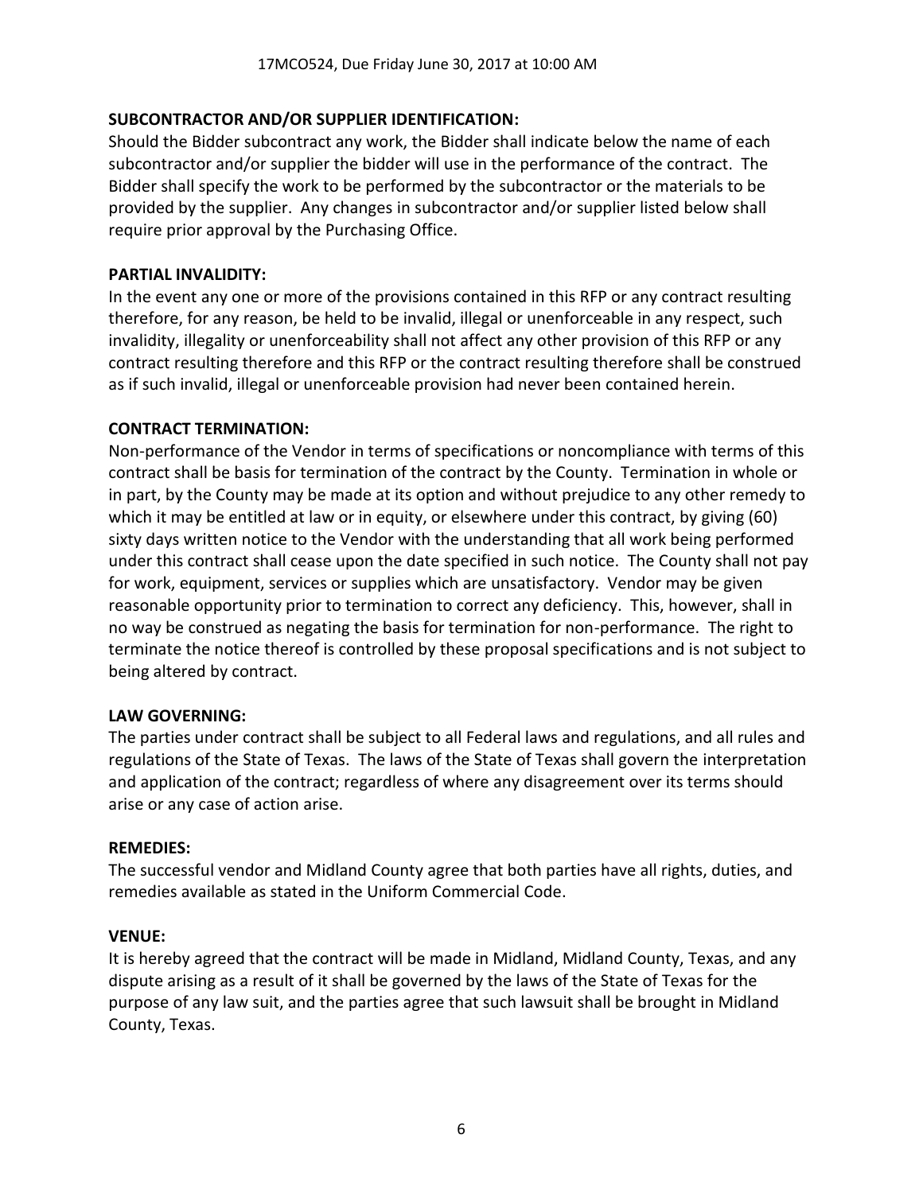**SUBCONTRACTOR AND/OR SUPPLIER IDENTIFICATION:**

Should the Bidder subcontract any work, the Bidder shall indicate below the name of each subcontractor and/or supplier the bidder will use in the performance of the contract. The Bidder shall specify the work to be performed by the subcontractor or the materials to be provided by the supplier. Any changes in subcontractor and/or supplier listed below shall require prior approval by the Purchasing Office.

**PARTIAL INVALIDITY:**

In the event any one or more of the provisions contained in this RFP or any contract resulting therefore, for any reason, be held to be invalid, illegal or unenforceable in any respect, such invalidity, illegality or unenforceability shall not affect any other provision of this RFP or any contract resulting therefore and this RFP or the contract resulting therefore shall be construed as if such invalid, illegal or unenforceable provision had never been contained herein.

**CONTRACT TERMINATION:**

Non-performance of the Vendor in terms of specifications or noncompliance with terms of this contract shall be basis for termination of the contract by the County. Termination in whole or in part, by the County may be made at its option and without prejudice to any other remedy to which it may be entitled at law or in equity, or elsewhere under this contract, by giving (60) sixty days written notice to the Vendor with the understanding that all work being performed under this contract shall cease upon the date specified in such notice. The County shall not pay for work, equipment, services or supplies which are unsatisfactory. Vendor may be given reasonable opportunity prior to termination to correct any deficiency. This, however, shall in no way be construed as negating the basis for termination for non-performance. The right to terminate the notice thereof is controlled by these proposal specifications and is not subject to being altered by contract.

**LAW GOVERNING:**

The parties under contract shall be subject to all Federal laws and regulations, and all rules and regulations of the State of Texas. The laws of the State of Texas shall govern the interpretation and application of the contract; regardless of where any disagreement over its terms should arise or any case of action arise.

**REMEDIES:**

The successful vendor and Midland County agree that both parties have all rights, duties, and remedies available as stated in the Uniform Commercial Code.

**VENUE:**

It is hereby agreed that the contract will be made in Midland, Midland County, Texas, and any dispute arising as a result of it shall be governed by the laws of the State of Texas for the purpose of any law suit, and the parties agree that such lawsuit shall be brought in Midland County, Texas.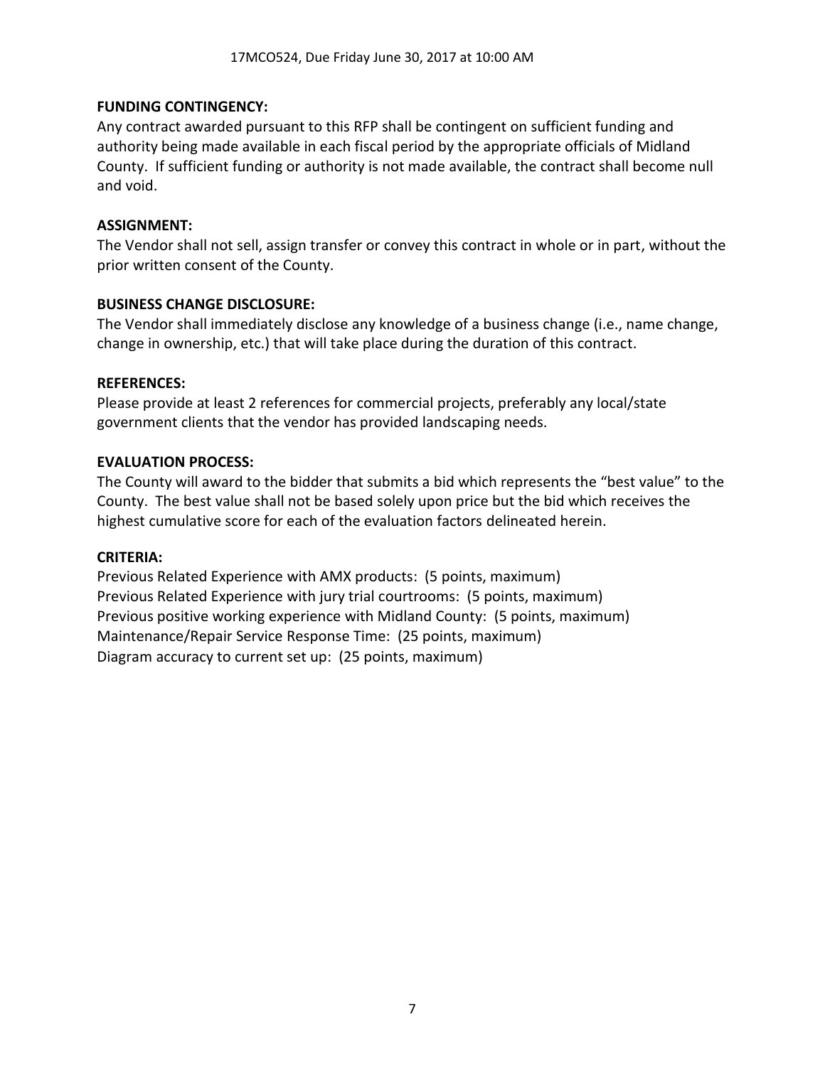**FUNDING CONTINGENCY:**
Any contract awarded pursuant to this RFP shall be contingent on sufficient funding and authority being made available in each fiscal period by the appropriate officials of Midland County. If sufficient funding or authority is not made available, the contract shall become null and void.

**ASSIGNMENT:**
The Vendor shall not sell, assign transfer or convey this contract in whole or in part, without the prior written consent of the County.

**BUSINESS CHANGE DISCLOSURE:**
The Vendor shall immediately disclose any knowledge of a business change (i.e., name change, change in ownership, etc.) that will take place during the duration of this contract.

**REFERENCES:**
Please provide at least 2 references for commercial projects, preferably any local/state government clients that the vendor has provided landscaping needs.

**EVALUATION PROCESS:**
The County will award to the bidder that submits a bid which represents the "best value" to the County. The best value shall not be based solely upon price but the bid which receives the highest cumulative score for each of the evaluation factors delineated herein.

**CRITERIA:**
Previous Related Experience with AMX products: (5 points, maximum)
Previous Related Experience with jury trial courtrooms: (5 points, maximum)
Previous positive working experience with Midland County: (5 points, maximum)
Maintenance/Repair Service Response Time: (25 points, maximum)
Diagram accuracy to current set up: (25 points, maximum)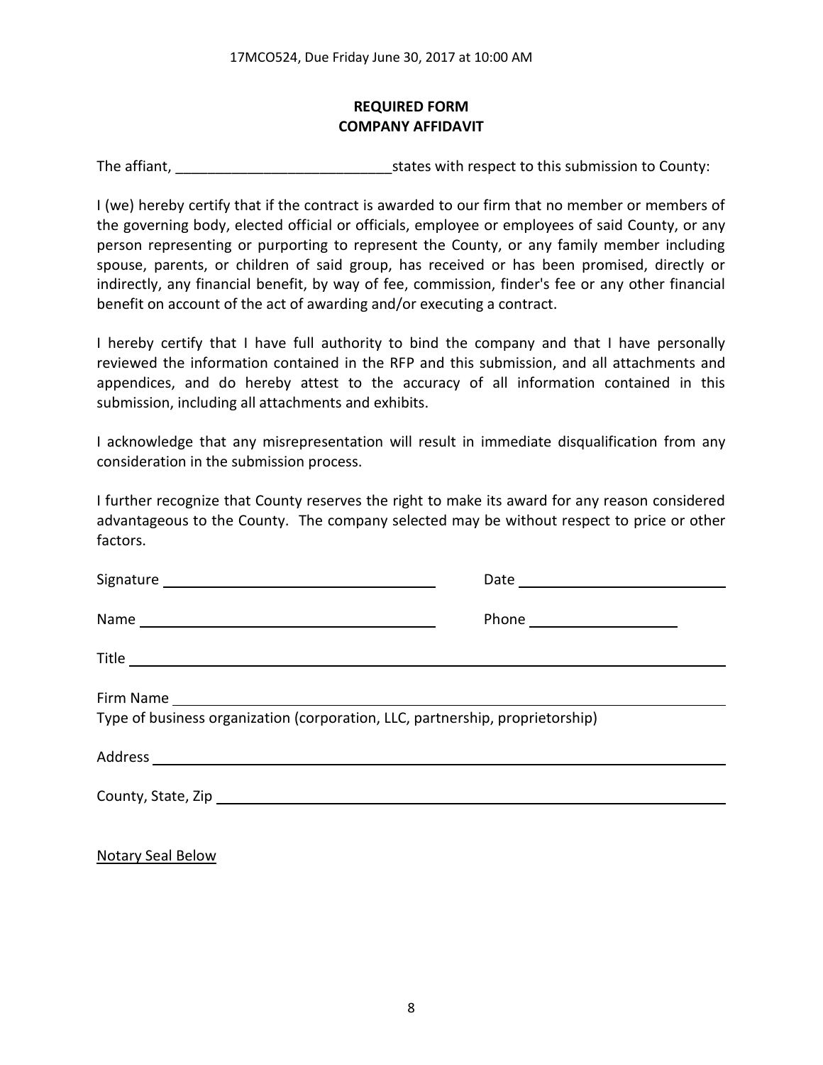## REQUIRED FORM
## COMPANY AFFIDAVIT

The affiant, ___________________________states with respect to this submission to County:

I (we) hereby certify that if the contract is awarded to our firm that no member or members of the governing body, elected official or officials, employee or employees of said County, or any person representing or purporting to represent the County, or any family member including spouse, parents, or children of said group, has received or has been promised, directly or indirectly, any financial benefit, by way of fee, commission, finder's fee or any other financial benefit on account of the act of awarding and/or executing a contract.

I hereby certify that I have full authority to bind the company and that I have personally reviewed the information contained in the RFP and this submission, and all attachments and appendices, and do hereby attest to the accuracy of all information contained in this submission, including all attachments and exhibits.

I acknowledge that any misrepresentation will result in immediate disqualification from any consideration in the submission process.

I further recognize that County reserves the right to make its award for any reason considered advantageous to the County. The company selected may be without respect to price or other factors.

Signature ________________________________ Date ___________________________

Name ____________________________________ Phone ___________________

Title _______________________________________________________________________

Firm Name __________________________________________________________________
Type of business organization (corporation, LLC, partnership, proprietorship)

Address ____________________________________________________________________

County, State, Zip ____________________________________________________________

Notary Seal Below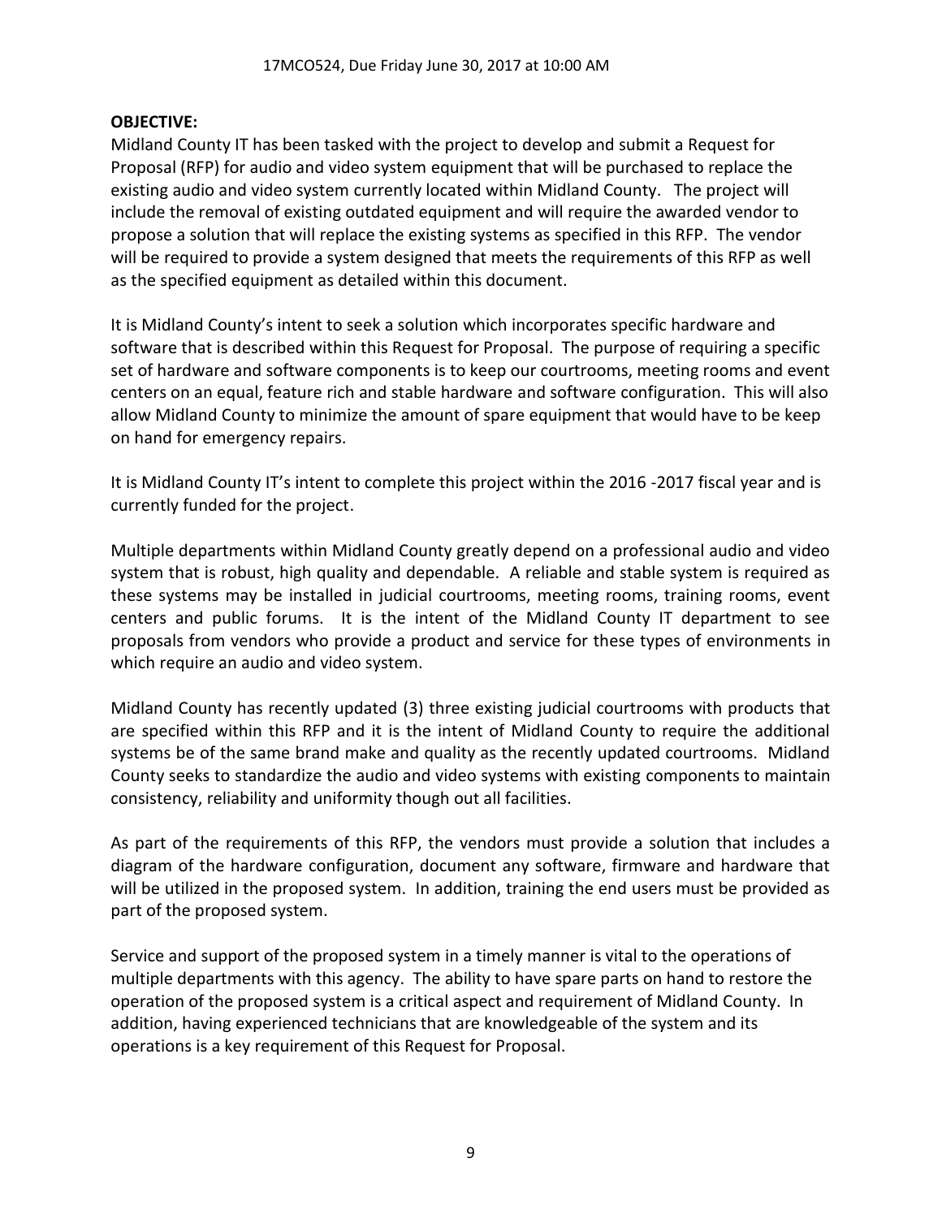**OBJECTIVE:**

Midland County IT has been tasked with the project to develop and submit a Request for Proposal (RFP) for audio and video system equipment that will be purchased to replace the existing audio and video system currently located within Midland County. The project will include the removal of existing outdated equipment and will require the awarded vendor to propose a solution that will replace the existing systems as specified in this RFP. The vendor will be required to provide a system designed that meets the requirements of this RFP as well as the specified equipment as detailed within this document.

It is Midland County's intent to seek a solution which incorporates specific hardware and software that is described within this Request for Proposal. The purpose of requiring a specific set of hardware and software components is to keep our courtrooms, meeting rooms and event centers on an equal, feature rich and stable hardware and software configuration. This will also allow Midland County to minimize the amount of spare equipment that would have to be keep on hand for emergency repairs.

It is Midland County IT's intent to complete this project within the 2016 -2017 fiscal year and is currently funded for the project.

Multiple departments within Midland County greatly depend on a professional audio and video system that is robust, high quality and dependable. A reliable and stable system is required as these systems may be installed in judicial courtrooms, meeting rooms, training rooms, event centers and public forums. It is the intent of the Midland County IT department to see proposals from vendors who provide a product and service for these types of environments in which require an audio and video system.

Midland County has recently updated (3) three existing judicial courtrooms with products that are specified within this RFP and it is the intent of Midland County to require the additional systems be of the same brand make and quality as the recently updated courtrooms. Midland County seeks to standardize the audio and video systems with existing components to maintain consistency, reliability and uniformity though out all facilities.

As part of the requirements of this RFP, the vendors must provide a solution that includes a diagram of the hardware configuration, document any software, firmware and hardware that will be utilized in the proposed system. In addition, training the end users must be provided as part of the proposed system.

Service and support of the proposed system in a timely manner is vital to the operations of multiple departments with this agency. The ability to have spare parts on hand to restore the operation of the proposed system is a critical aspect and requirement of Midland County. In addition, having experienced technicians that are knowledgeable of the system and its operations is a key requirement of this Request for Proposal.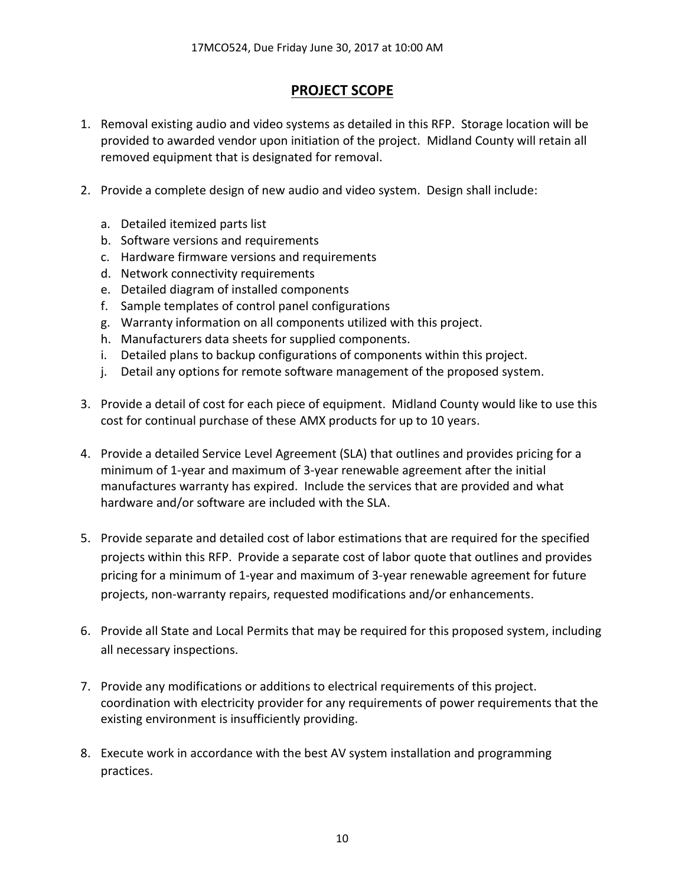## PROJECT SCOPE

1. Removal existing audio and video systems as detailed in this RFP. Storage location will be provided to awarded vendor upon initiation of the project. Midland County will retain all removed equipment that is designated for removal.

2. Provide a complete design of new audio and video system. Design shall include:

   a. Detailed itemized parts list
   b. Software versions and requirements
   c. Hardware firmware versions and requirements
   d. Network connectivity requirements
   e. Detailed diagram of installed components
   f. Sample templates of control panel configurations
   g. Warranty information on all components utilized with this project.
   h. Manufacturers data sheets for supplied components.
   i. Detailed plans to backup configurations of components within this project.
   j. Detail any options for remote software management of the proposed system.

3. Provide a detail of cost for each piece of equipment. Midland County would like to use this cost for continual purchase of these AMX products for up to 10 years.

4. Provide a detailed Service Level Agreement (SLA) that outlines and provides pricing for a minimum of 1-year and maximum of 3-year renewable agreement after the initial manufactures warranty has expired. Include the services that are provided and what hardware and/or software are included with the SLA.

5. Provide separate and detailed cost of labor estimations that are required for the specified projects within this RFP. Provide a separate cost of labor quote that outlines and provides pricing for a minimum of 1-year and maximum of 3-year renewable agreement for future projects, non-warranty repairs, requested modifications and/or enhancements.

6. Provide all State and Local Permits that may be required for this proposed system, including all necessary inspections.

7. Provide any modifications or additions to electrical requirements of this project. coordination with electricity provider for any requirements of power requirements that the existing environment is insufficiently providing.

8. Execute work in accordance with the best AV system installation and programming practices.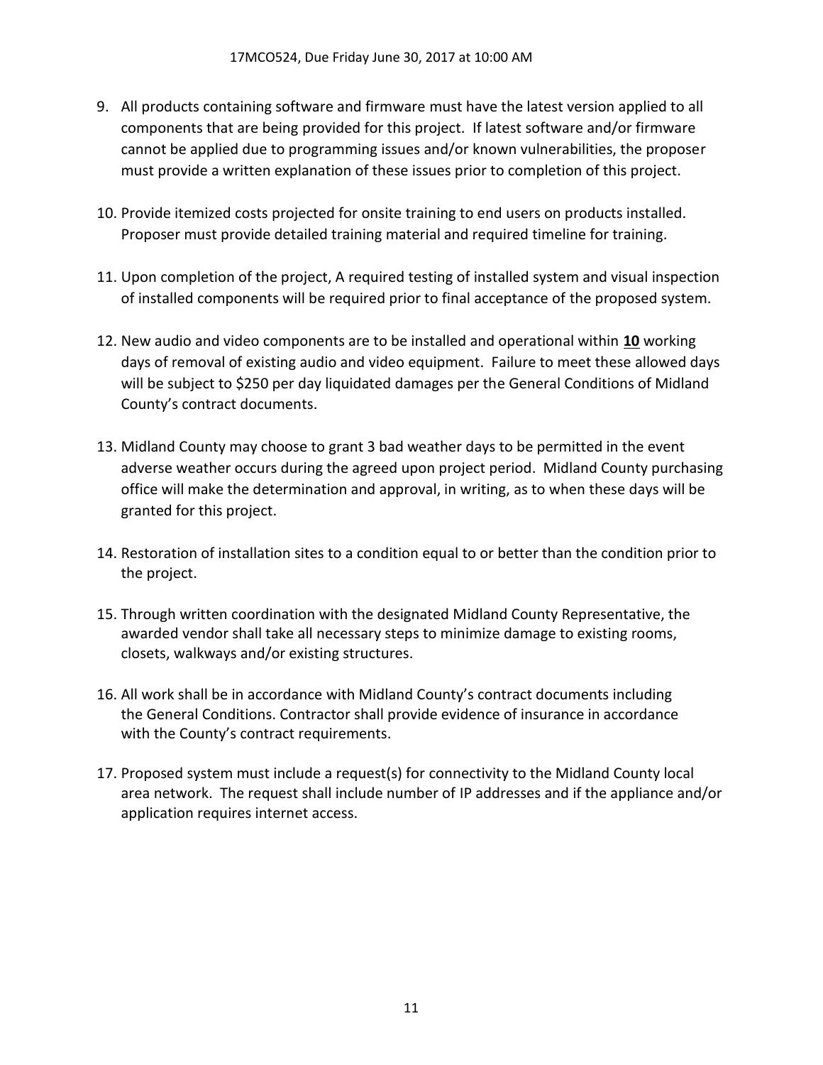9. All products containing software and firmware must have the latest version applied to all components that are being provided for this project. If latest software and/or firmware cannot be applied due to programming issues and/or known vulnerabilities, the proposer must provide a written explanation of these issues prior to completion of this project.

10. Provide itemized costs projected for onsite training to end users on products installed. Proposer must provide detailed training material and required timeline for training.

11. Upon completion of the project, A required testing of installed system and visual inspection of installed components will be required prior to final acceptance of the proposed system.

12. New audio and video components are to be installed and operational within **10** working days of removal of existing audio and video equipment. Failure to meet these allowed days will be subject to $250 per day liquidated damages per the General Conditions of Midland County's contract documents.

13. Midland County may choose to grant 3 bad weather days to be permitted in the event adverse weather occurs during the agreed upon project period. Midland County purchasing office will make the determination and approval, in writing, as to when these days will be granted for this project.

14. Restoration of installation sites to a condition equal to or better than the condition prior to the project.

15. Through written coordination with the designated Midland County Representative, the awarded vendor shall take all necessary steps to minimize damage to existing rooms, closets, walkways and/or existing structures.

16. All work shall be in accordance with Midland County's contract documents including the General Conditions. Contractor shall provide evidence of insurance in accordance with the County's contract requirements.

17. Proposed system must include a request(s) for connectivity to the Midland County local area network. The request shall include number of IP addresses and if the appliance and/or application requires internet access.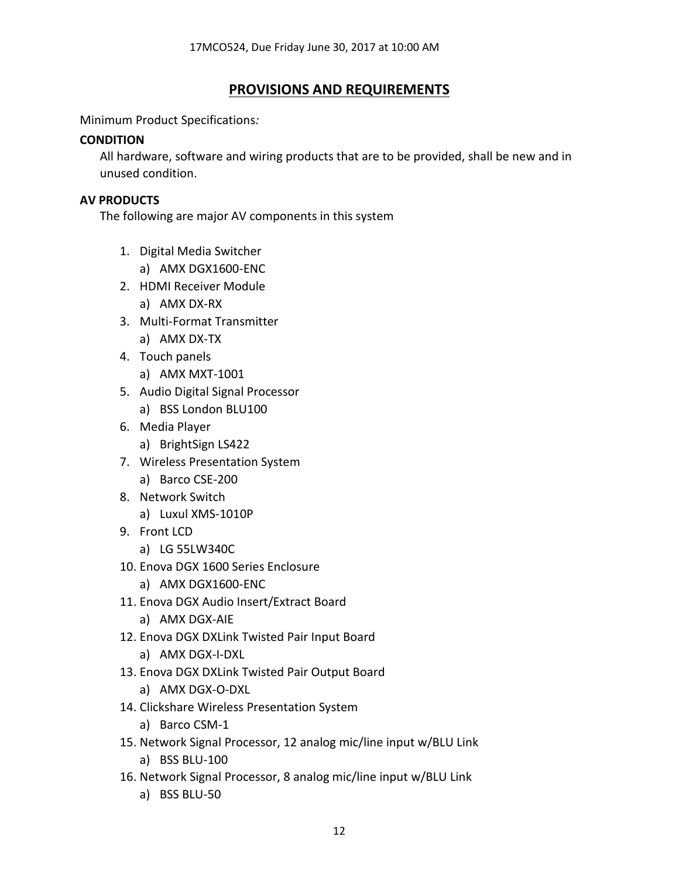## PROVISIONS AND REQUIREMENTS

Minimum Product Specifications*:*

**CONDITION**

All hardware, software and wiring products that are to be provided, shall be new and in unused condition.

**AV PRODUCTS**

The following are major AV components in this system

1. Digital Media Switcher
   a) AMX DGX1600-ENC
2. HDMI Receiver Module
   a) AMX DX-RX
3. Multi-Format Transmitter
   a) AMX DX-TX
4. Touch panels
   a) AMX MXT-1001
5. Audio Digital Signal Processor
   a) BSS London BLU100
6. Media Player
   a) BrightSign LS422
7. Wireless Presentation System
   a) Barco CSE-200
8. Network Switch
   a) Luxul XMS-1010P
9. Front LCD
   a) LG 55LW340C
10. Enova DGX 1600 Series Enclosure
    a) AMX DGX1600-ENC
11. Enova DGX Audio Insert/Extract Board
    a) AMX DGX-AIE
12. Enova DGX DXLink Twisted Pair Input Board
    a) AMX DGX-I-DXL
13. Enova DGX DXLink Twisted Pair Output Board
    a) AMX DGX-O-DXL
14. Clickshare Wireless Presentation System
    a) Barco CSM-1
15. Network Signal Processor, 12 analog mic/line input w/BLU Link
    a) BSS BLU-100
16. Network Signal Processor, 8 analog mic/line input w/BLU Link
    a) BSS BLU-50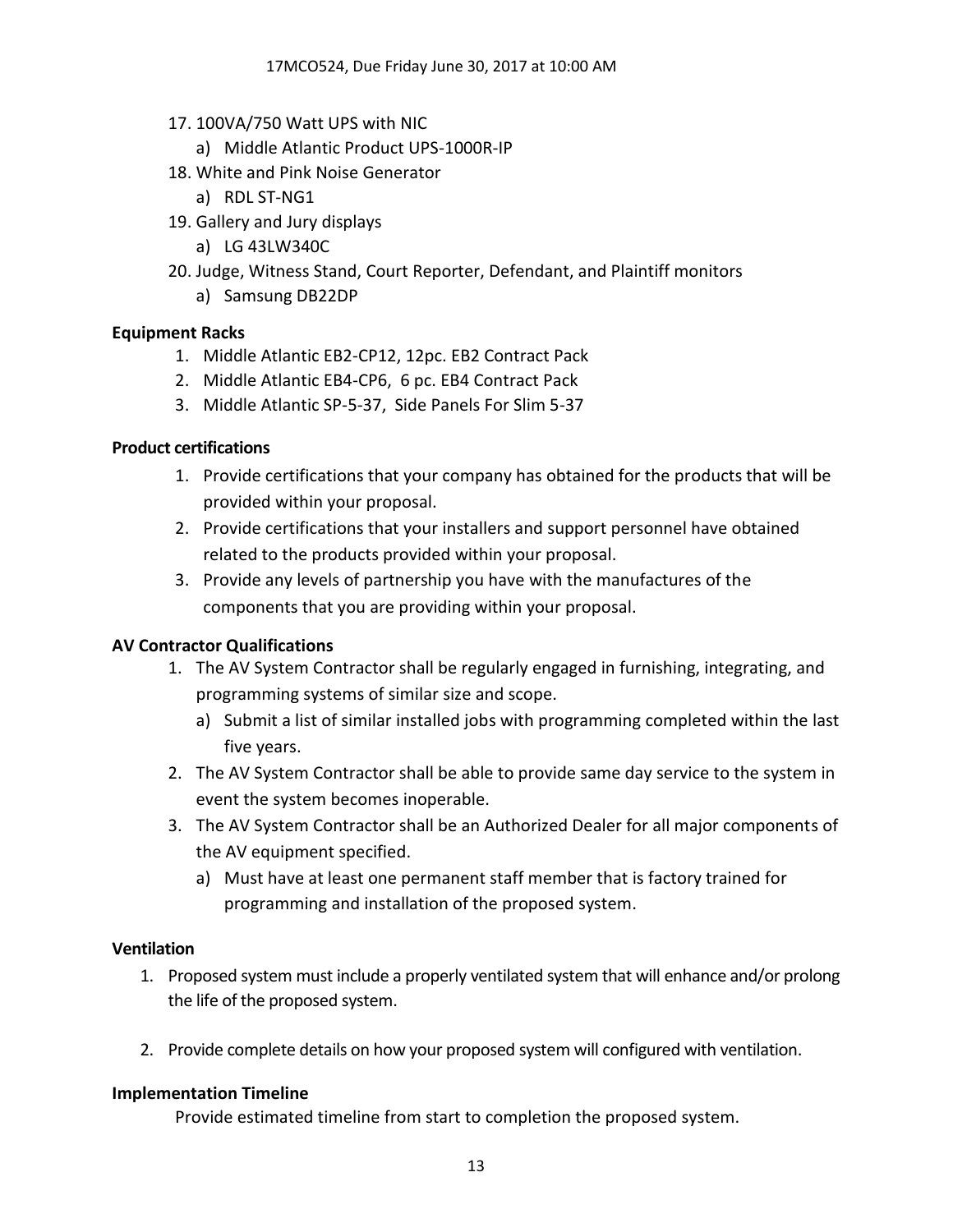17. 100VA/750 Watt UPS with NIC
    a) Middle Atlantic Product UPS-1000R-IP
18. White and Pink Noise Generator
    a) RDL ST-NG1
19. Gallery and Jury displays
    a) LG 43LW340C
20. Judge, Witness Stand, Court Reporter, Defendant, and Plaintiff monitors
    a) Samsung DB22DP

**Equipment Racks**

1. Middle Atlantic EB2-CP12, 12pc. EB2 Contract Pack
2. Middle Atlantic EB4-CP6, 6 pc. EB4 Contract Pack
3. Middle Atlantic SP-5-37, Side Panels For Slim 5-37

**Product certifications**

1. Provide certifications that your company has obtained for the products that will be provided within your proposal.
2. Provide certifications that your installers and support personnel have obtained related to the products provided within your proposal.
3. Provide any levels of partnership you have with the manufactures of the components that you are providing within your proposal.

**AV Contractor Qualifications**

1. The AV System Contractor shall be regularly engaged in furnishing, integrating, and programming systems of similar size and scope.
    a) Submit a list of similar installed jobs with programming completed within the last five years.
2. The AV System Contractor shall be able to provide same day service to the system in event the system becomes inoperable.
3. The AV System Contractor shall be an Authorized Dealer for all major components of the AV equipment specified.
    a) Must have at least one permanent staff member that is factory trained for programming and installation of the proposed system.

**Ventilation**

1. Proposed system must include a properly ventilated system that will enhance and/or prolong the life of the proposed system.

2. Provide complete details on how your proposed system will configured with ventilation.

**Implementation Timeline**

Provide estimated timeline from start to completion the proposed system.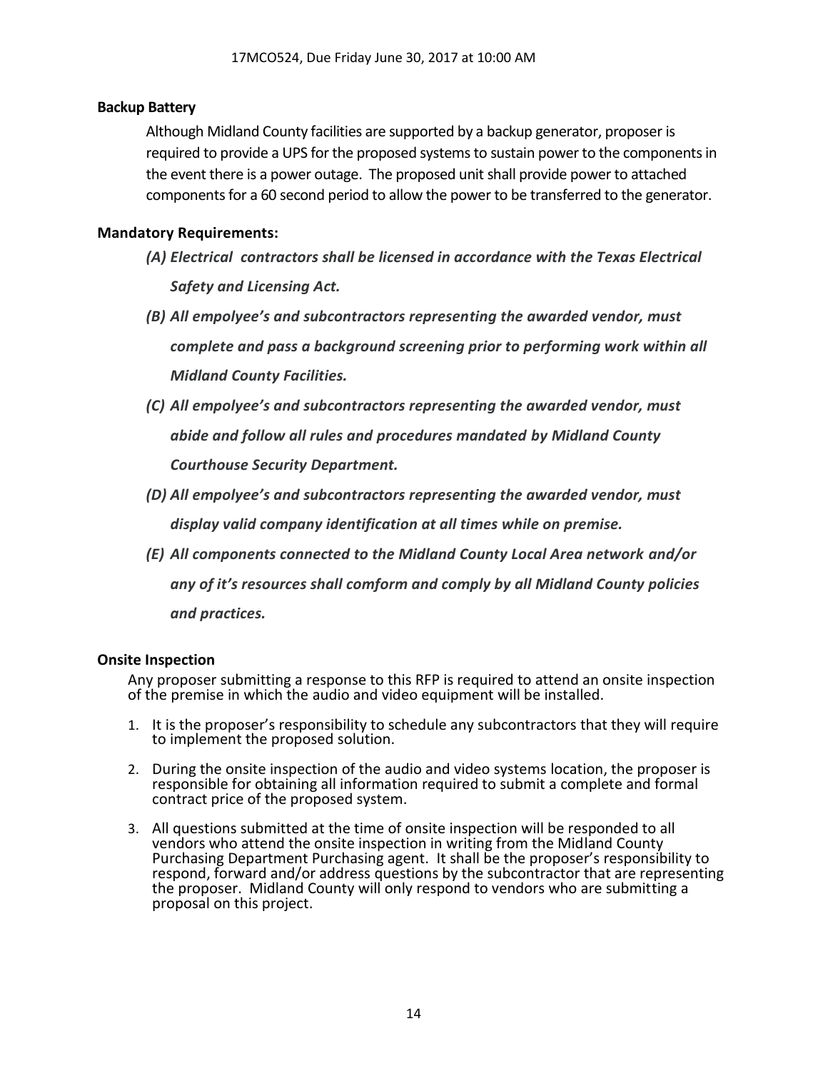**Backup Battery**

Although Midland County facilities are supported by a backup generator, proposer is required to provide a UPS for the proposed systems to sustain power to the components in the event there is a power outage. The proposed unit shall provide power to attached components for a 60 second period to allow the power to be transferred to the generator.

**Mandatory Requirements:**

*(A) Electrical contractors shall be licensed in accordance with the Texas Electrical Safety and Licensing Act.*

*(B) All empolyee's and subcontractors representing the awarded vendor, must complete and pass a background screening prior to performing work within all Midland County Facilities.*

*(C) All empolyee's and subcontractors representing the awarded vendor, must abide and follow all rules and procedures mandated by Midland County Courthouse Security Department.*

*(D) All empolyee's and subcontractors representing the awarded vendor, must display valid company identification at all times while on premise.*

*(E) All components connected to the Midland County Local Area network and/or any of it's resources shall comform and comply by all Midland County policies and practices.*

**Onsite Inspection**

Any proposer submitting a response to this RFP is required to attend an onsite inspection of the premise in which the audio and video equipment will be installed.

1. It is the proposer's responsibility to schedule any subcontractors that they will require to implement the proposed solution.
2. During the onsite inspection of the audio and video systems location, the proposer is responsible for obtaining all information required to submit a complete and formal contract price of the proposed system.
3. All questions submitted at the time of onsite inspection will be responded to all vendors who attend the onsite inspection in writing from the Midland County Purchasing Department Purchasing agent. It shall be the proposer's responsibility to respond, forward and/or address questions by the subcontractor that are representing the proposer. Midland County will only respond to vendors who are submitting a proposal on this project.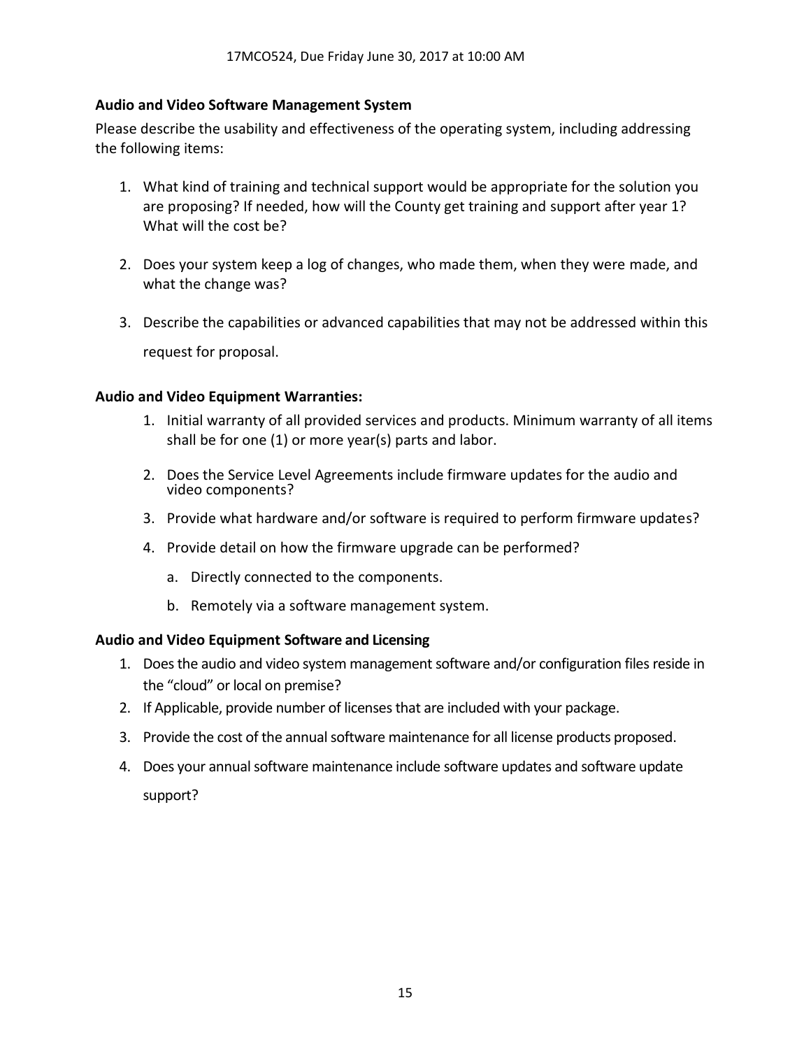**Audio and Video Software Management System**

Please describe the usability and effectiveness of the operating system, including addressing the following items:

1. What kind of training and technical support would be appropriate for the solution you are proposing? If needed, how will the County get training and support after year 1? What will the cost be?

2. Does your system keep a log of changes, who made them, when they were made, and what the change was?

3. Describe the capabilities or advanced capabilities that may not be addressed within this request for proposal.

**Audio and Video Equipment Warranties:**

1. Initial warranty of all provided services and products. Minimum warranty of all items shall be for one (1) or more year(s) parts and labor.

2. Does the Service Level Agreements include firmware updates for the audio and video components?

3. Provide what hardware and/or software is required to perform firmware updates?

4. Provide detail on how the firmware upgrade can be performed?

   a. Directly connected to the components.

   b. Remotely via a software management system.

**Audio and Video Equipment Software and Licensing**

1. Does the audio and video system management software and/or configuration files reside in the "cloud" or local on premise?
2. If Applicable, provide number of licenses that are included with your package.
3. Provide the cost of the annual software maintenance for all license products proposed.
4. Does your annual software maintenance include software updates and software update support?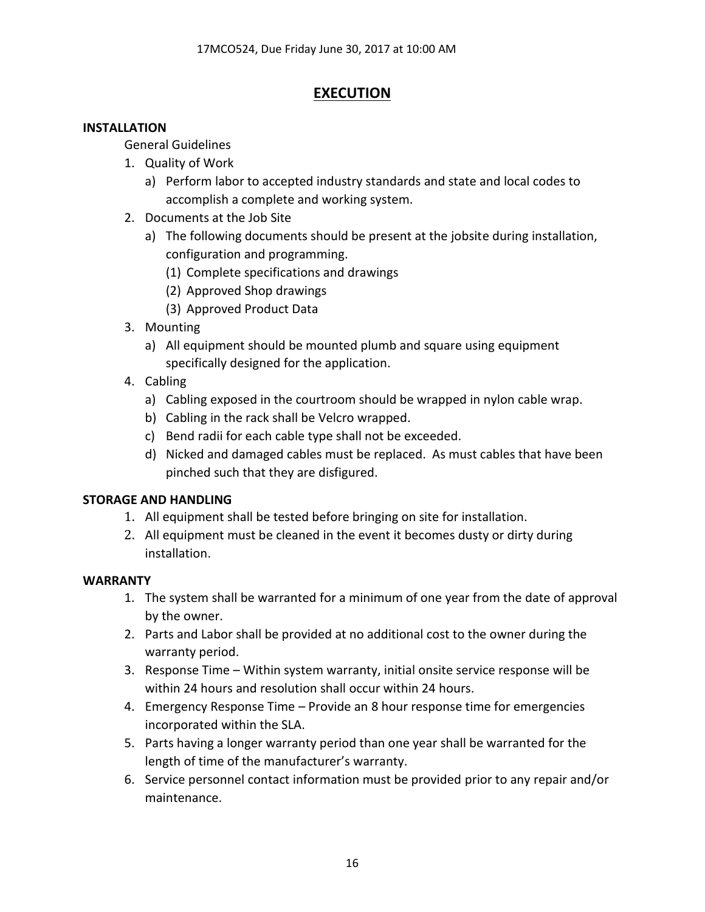# EXECUTION

**INSTALLATION**

General Guidelines

1. Quality of Work
   a) Perform labor to accepted industry standards and state and local codes to accomplish a complete and working system.
2. Documents at the Job Site
   a) The following documents should be present at the jobsite during installation, configuration and programming.
      (1) Complete specifications and drawings
      (2) Approved Shop drawings
      (3) Approved Product Data
3. Mounting
   a) All equipment should be mounted plumb and square using equipment specifically designed for the application.
4. Cabling
   a) Cabling exposed in the courtroom should be wrapped in nylon cable wrap.
   b) Cabling in the rack shall be Velcro wrapped.
   c) Bend radii for each cable type shall not be exceeded.
   d) Nicked and damaged cables must be replaced. As must cables that have been pinched such that they are disfigured.

**STORAGE AND HANDLING**

1. All equipment shall be tested before bringing on site for installation.
2. All equipment must be cleaned in the event it becomes dusty or dirty during installation.

**WARRANTY**

1. The system shall be warranted for a minimum of one year from the date of approval by the owner.
2. Parts and Labor shall be provided at no additional cost to the owner during the warranty period.
3. Response Time – Within system warranty, initial onsite service response will be within 24 hours and resolution shall occur within 24 hours.
4. Emergency Response Time – Provide an 8 hour response time for emergencies incorporated within the SLA.
5. Parts having a longer warranty period than one year shall be warranted for the length of time of the manufacturer's warranty.
6. Service personnel contact information must be provided prior to any repair and/or maintenance.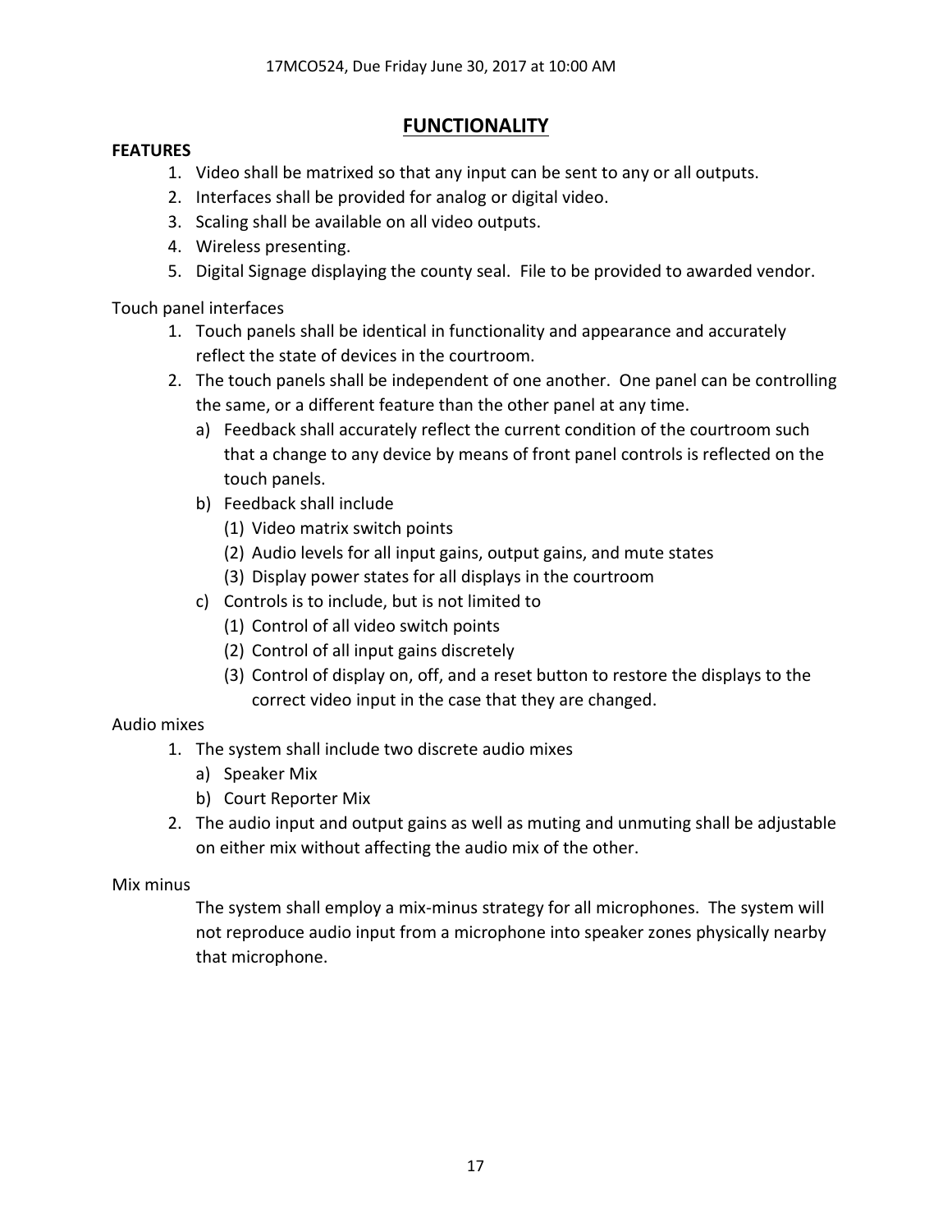## FUNCTIONALITY

**FEATURES**

1. Video shall be matrixed so that any input can be sent to any or all outputs.
2. Interfaces shall be provided for analog or digital video.
3. Scaling shall be available on all video outputs.
4. Wireless presenting.
5. Digital Signage displaying the county seal. File to be provided to awarded vendor.

Touch panel interfaces

1. Touch panels shall be identical in functionality and appearance and accurately reflect the state of devices in the courtroom.
2. The touch panels shall be independent of one another. One panel can be controlling the same, or a different feature than the other panel at any time.
   a) Feedback shall accurately reflect the current condition of the courtroom such that a change to any device by means of front panel controls is reflected on the touch panels.
   b) Feedback shall include
      (1) Video matrix switch points
      (2) Audio levels for all input gains, output gains, and mute states
      (3) Display power states for all displays in the courtroom
   c) Controls is to include, but is not limited to
      (1) Control of all video switch points
      (2) Control of all input gains discretely
      (3) Control of display on, off, and a reset button to restore the displays to the correct video input in the case that they are changed.

Audio mixes

1. The system shall include two discrete audio mixes
   a) Speaker Mix
   b) Court Reporter Mix
2. The audio input and output gains as well as muting and unmuting shall be adjustable on either mix without affecting the audio mix of the other.

Mix minus

The system shall employ a mix-minus strategy for all microphones. The system will not reproduce audio input from a microphone into speaker zones physically nearby that microphone.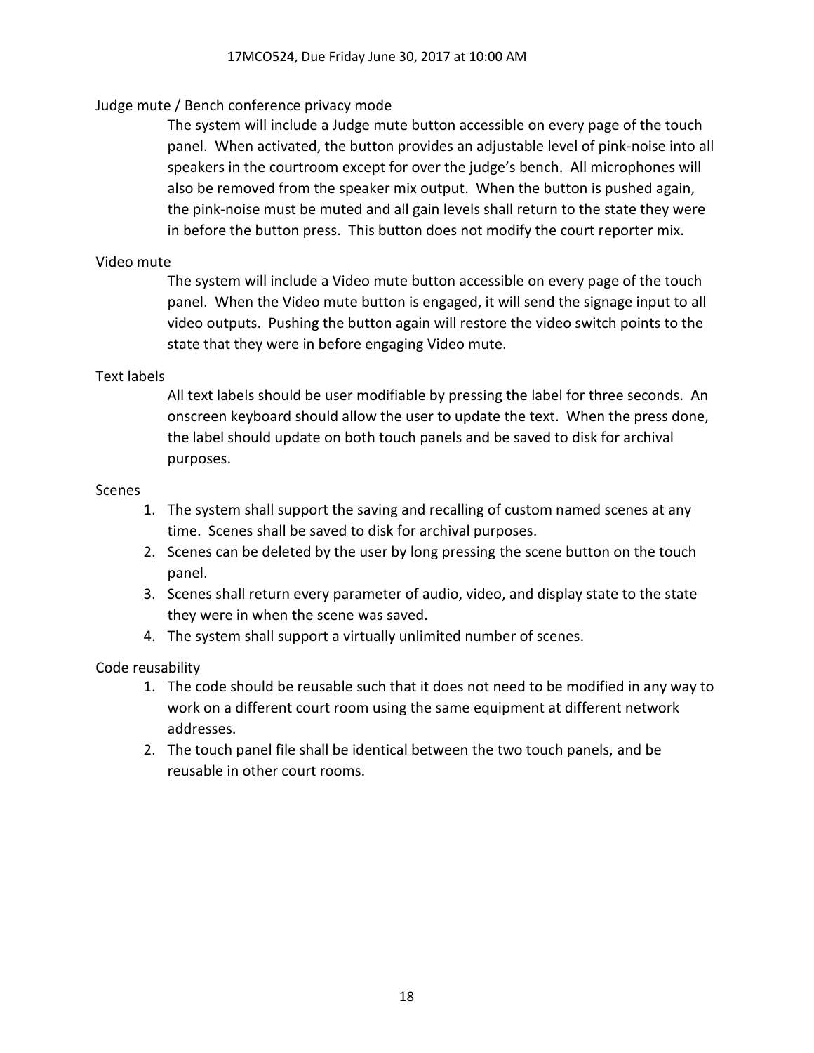Judge mute / Bench conference privacy mode

The system will include a Judge mute button accessible on every page of the touch panel. When activated, the button provides an adjustable level of pink-noise into all speakers in the courtroom except for over the judge's bench. All microphones will also be removed from the speaker mix output. When the button is pushed again, the pink-noise must be muted and all gain levels shall return to the state they were in before the button press. This button does not modify the court reporter mix.

Video mute

The system will include a Video mute button accessible on every page of the touch panel. When the Video mute button is engaged, it will send the signage input to all video outputs. Pushing the button again will restore the video switch points to the state that they were in before engaging Video mute.

Text labels

All text labels should be user modifiable by pressing the label for three seconds. An onscreen keyboard should allow the user to update the text. When the press done, the label should update on both touch panels and be saved to disk for archival purposes.

Scenes

1. The system shall support the saving and recalling of custom named scenes at any time. Scenes shall be saved to disk for archival purposes.
2. Scenes can be deleted by the user by long pressing the scene button on the touch panel.
3. Scenes shall return every parameter of audio, video, and display state to the state they were in when the scene was saved.
4. The system shall support a virtually unlimited number of scenes.

Code reusability

1. The code should be reusable such that it does not need to be modified in any way to work on a different court room using the same equipment at different network addresses.
2. The touch panel file shall be identical between the two touch panels, and be reusable in other court rooms.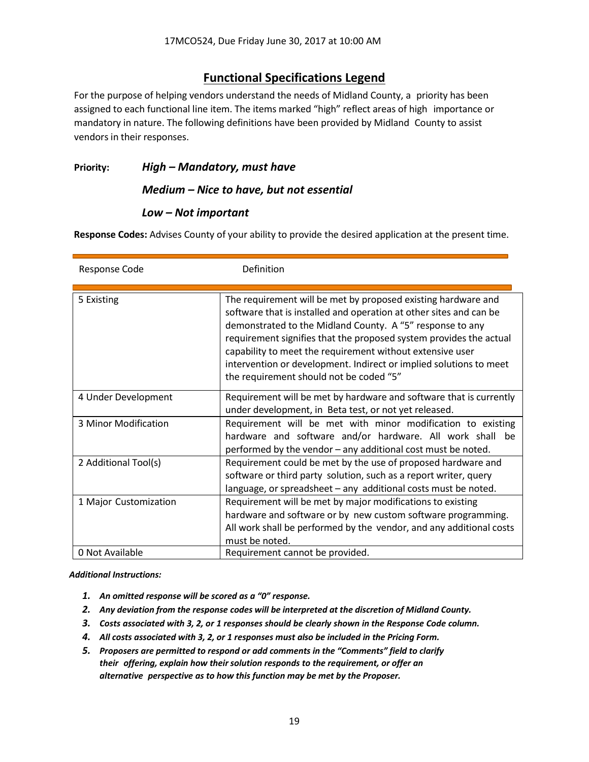## Functional Specifications Legend

For the purpose of helping vendors understand the needs of Midland County, a priority has been assigned to each functional line item. The items marked "high" reflect areas of high importance or mandatory in nature. The following definitions have been provided by Midland County to assist vendors in their responses.

**Priority:** ***High – Mandatory, must have***

***Medium – Nice to have, but not essential***

***Low – Not important***

**Response Codes:** Advises County of your ability to provide the desired application at the present time.

| Response Code | Definition |
|---|---|
| 5 Existing | The requirement will be met by proposed existing hardware and software that is installed and operation at other sites and can be demonstrated to the Midland County. A "5" response to any requirement signifies that the proposed system provides the actual capability to meet the requirement without extensive user intervention or development. Indirect or implied solutions to meet the requirement should not be coded "5" |
| 4 Under Development | Requirement will be met by hardware and software that is currently under development, in Beta test, or not yet released. |
| 3 Minor Modification | Requirement will be met with minor modification to existing hardware and software and/or hardware. All work shall be performed by the vendor – any additional cost must be noted. |
| 2 Additional Tool(s) | Requirement could be met by the use of proposed hardware and software or third party solution, such as a report writer, query language, or spreadsheet – any additional costs must be noted. |
| 1 Major Customization | Requirement will be met by major modifications to existing hardware and software or by new custom software programming. All work shall be performed by the vendor, and any additional costs must be noted. |
| 0 Not Available | Requirement cannot be provided. |

***Additional Instructions:***

1. ***An omitted response will be scored as a "0" response.***
2. ***Any deviation from the response codes will be interpreted at the discretion of Midland County.***
3. ***Costs associated with 3, 2, or 1 responses should be clearly shown in the Response Code column.***
4. ***All costs associated with 3, 2, or 1 responses must also be included in the Pricing Form.***
5. ***Proposers are permitted to respond or add comments in the "Comments" field to clarify their offering, explain how their solution responds to the requirement, or offer an alternative perspective as to how this function may be met by the Proposer.***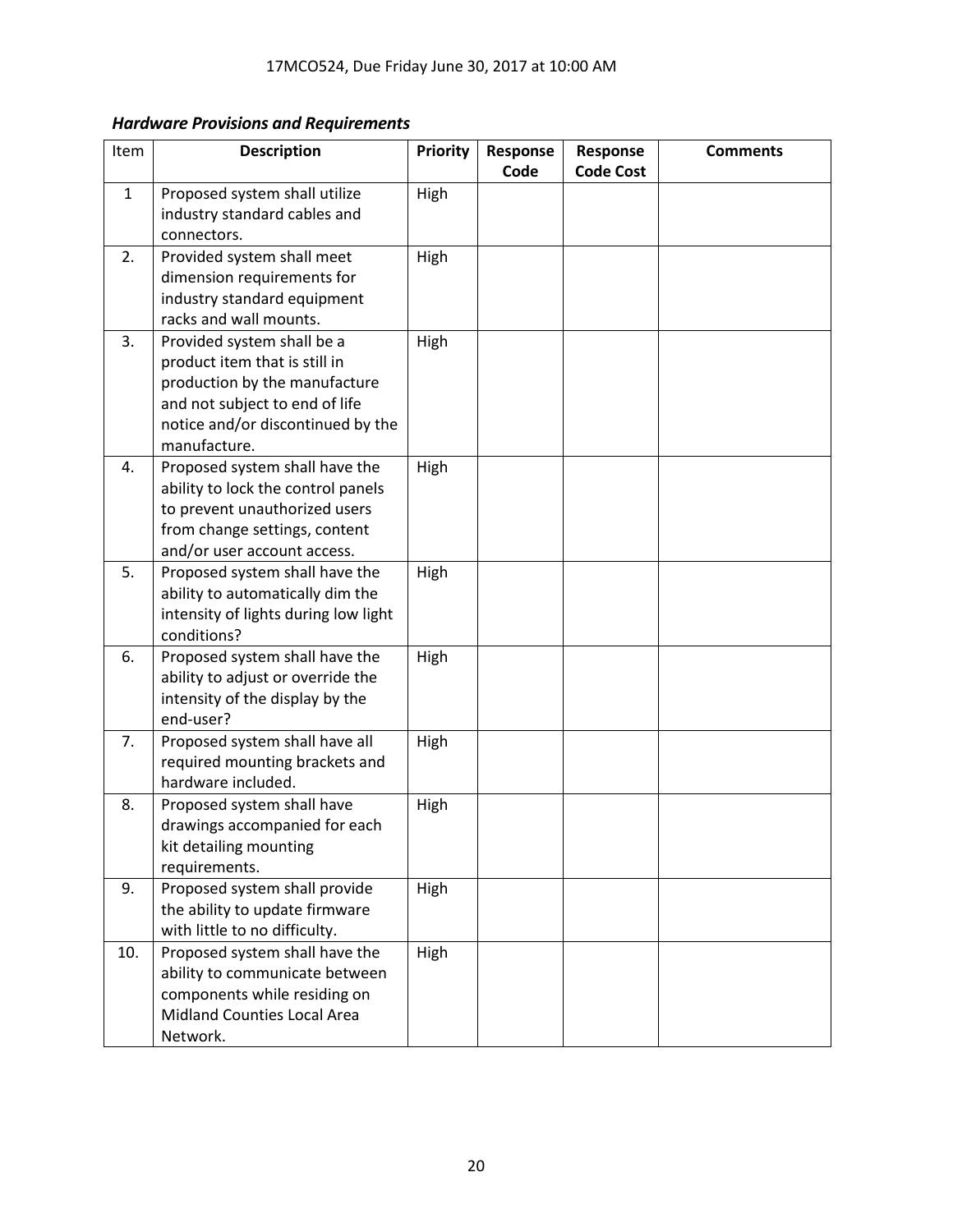17MCO524, Due Friday June 30, 2017 at 10:00 AM

***Hardware Provisions and Requirements***

| Item | Description | Priority | Response Code | Response Code Cost | Comments |
|---|---|---|---|---|---|
| 1 | Proposed system shall utilize industry standard cables and connectors. | High | | | |
| 2. | Provided system shall meet dimension requirements for industry standard equipment racks and wall mounts. | High | | | |
| 3. | Provided system shall be a product item that is still in production by the manufacture and not subject to end of life notice and/or discontinued by the manufacture. | High | | | |
| 4. | Proposed system shall have the ability to lock the control panels to prevent unauthorized users from change settings, content and/or user account access. | High | | | |
| 5. | Proposed system shall have the ability to automatically dim the intensity of lights during low light conditions? | High | | | |
| 6. | Proposed system shall have the ability to adjust or override the intensity of the display by the end-user? | High | | | |
| 7. | Proposed system shall have all required mounting brackets and hardware included. | High | | | |
| 8. | Proposed system shall have drawings accompanied for each kit detailing mounting requirements. | High | | | |
| 9. | Proposed system shall provide the ability to update firmware with little to no difficulty. | High | | | |
| 10. | Proposed system shall have the ability to communicate between components while residing on Midland Counties Local Area Network. | High | | | |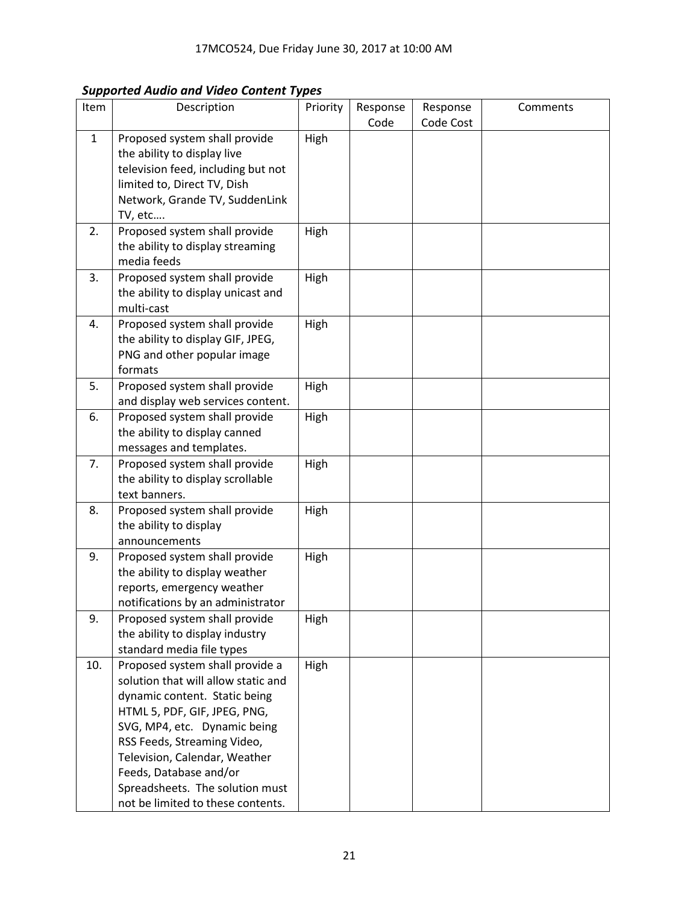***Supported Audio and Video Content Types***

| Item | Description | Priority | Response Code | Response Code Cost | Comments |
|---|---|---|---|---|---|
| 1 | Proposed system shall provide the ability to display live television feed, including but not limited to, Direct TV, Dish Network, Grande TV, SuddenLink TV, etc…. | High | | | |
| 2. | Proposed system shall provide the ability to display streaming media feeds | High | | | |
| 3. | Proposed system shall provide the ability to display unicast and multi-cast | High | | | |
| 4. | Proposed system shall provide the ability to display GIF, JPEG, PNG and other popular image formats | High | | | |
| 5. | Proposed system shall provide and display web services content. | High | | | |
| 6. | Proposed system shall provide the ability to display canned messages and templates. | High | | | |
| 7. | Proposed system shall provide the ability to display scrollable text banners. | High | | | |
| 8. | Proposed system shall provide the ability to display announcements | High | | | |
| 9. | Proposed system shall provide the ability to display weather reports, emergency weather notifications by an administrator | High | | | |
| 9. | Proposed system shall provide the ability to display industry standard media file types | High | | | |
| 10. | Proposed system shall provide a solution that will allow static and dynamic content. Static being HTML 5, PDF, GIF, JPEG, PNG, SVG, MP4, etc. Dynamic being RSS Feeds, Streaming Video, Television, Calendar, Weather Feeds, Database and/or Spreadsheets. The solution must not be limited to these contents. | High | | | |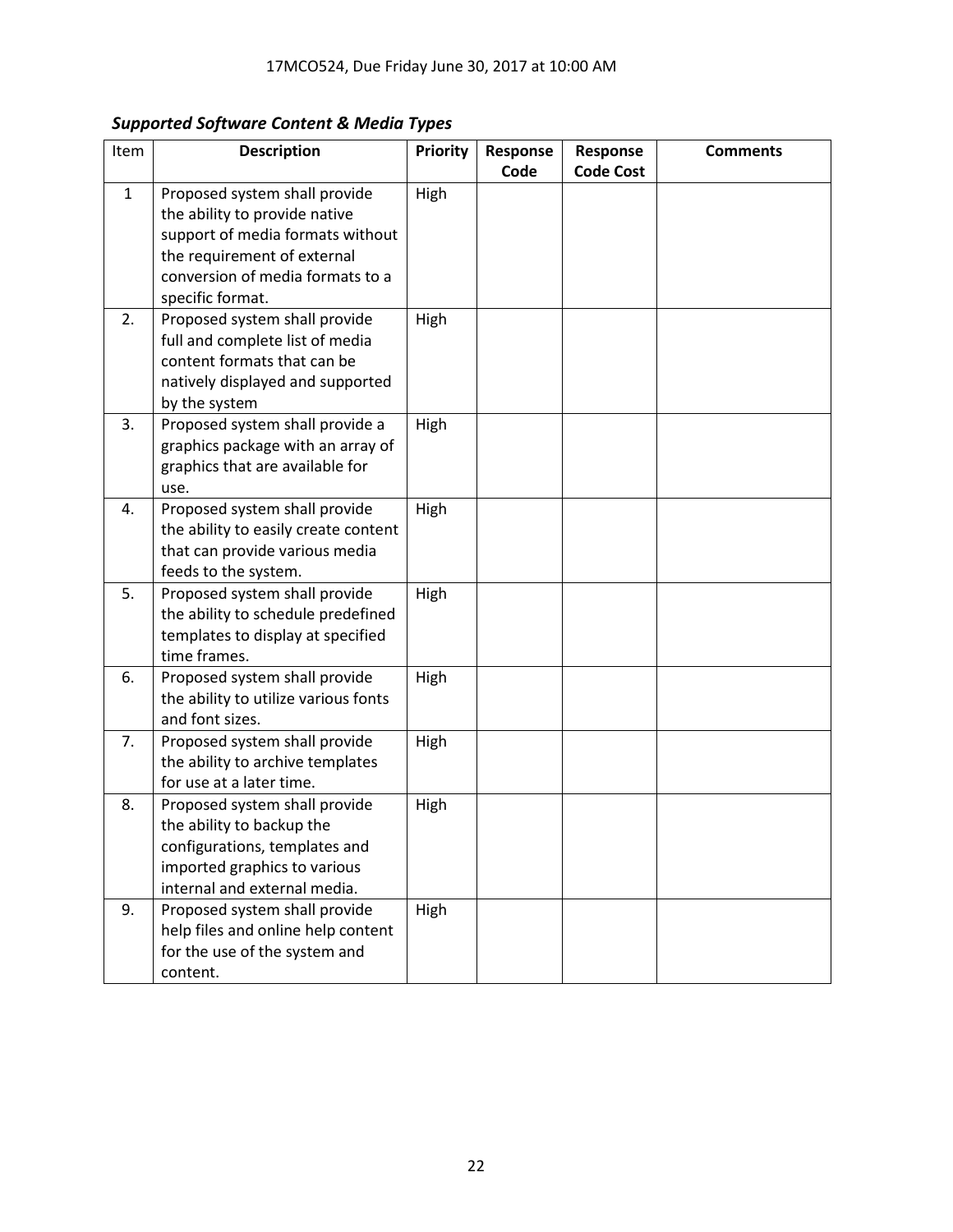***Supported Software Content & Media Types***

| Item | Description | Priority | Response Code | Response Code Cost | Comments |
|---|---|---|---|---|---|
| 1 | Proposed system shall provide the ability to provide native support of media formats without the requirement of external conversion of media formats to a specific format. | High | | | |
| 2. | Proposed system shall provide full and complete list of media content formats that can be natively displayed and supported by the system | High | | | |
| 3. | Proposed system shall provide a graphics package with an array of graphics that are available for use. | High | | | |
| 4. | Proposed system shall provide the ability to easily create content that can provide various media feeds to the system. | High | | | |
| 5. | Proposed system shall provide the ability to schedule predefined templates to display at specified time frames. | High | | | |
| 6. | Proposed system shall provide the ability to utilize various fonts and font sizes. | High | | | |
| 7. | Proposed system shall provide the ability to archive templates for use at a later time. | High | | | |
| 8. | Proposed system shall provide the ability to backup the configurations, templates and imported graphics to various internal and external media. | High | | | |
| 9. | Proposed system shall provide help files and online help content for the use of the system and content. | High | | | |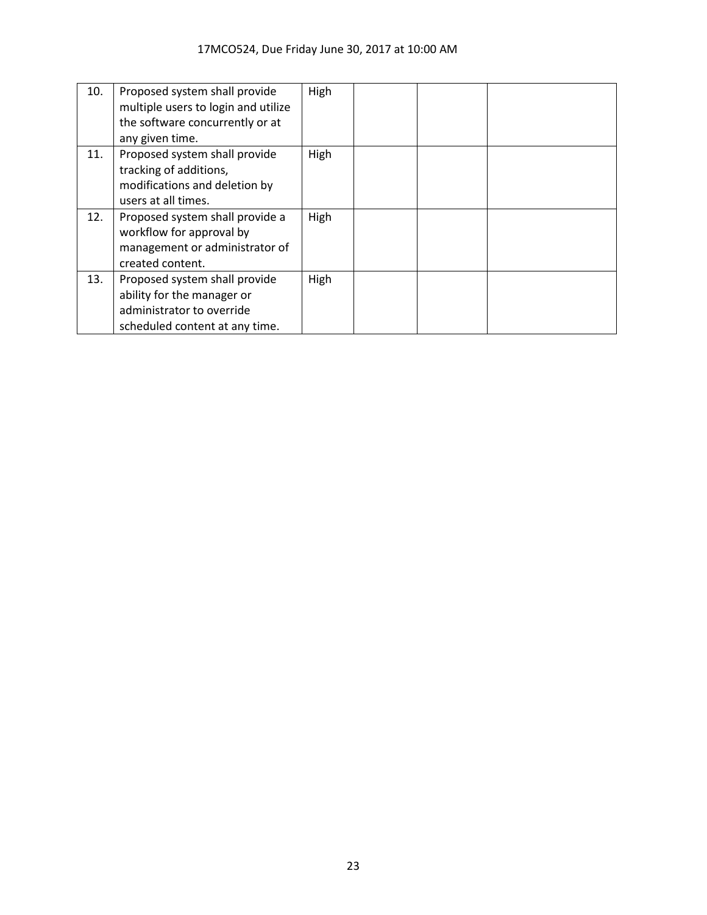| | | | | | |
|---|---|---|---|---|---|
| 10. | Proposed system shall provide multiple users to login and utilize the software concurrently or at any given time. | High | | | |
| 11. | Proposed system shall provide tracking of additions, modifications and deletion by users at all times. | High | | | |
| 12. | Proposed system shall provide a workflow for approval by management or administrator of created content. | High | | | |
| 13. | Proposed system shall provide ability for the manager or administrator to override scheduled content at any time. | High | | | |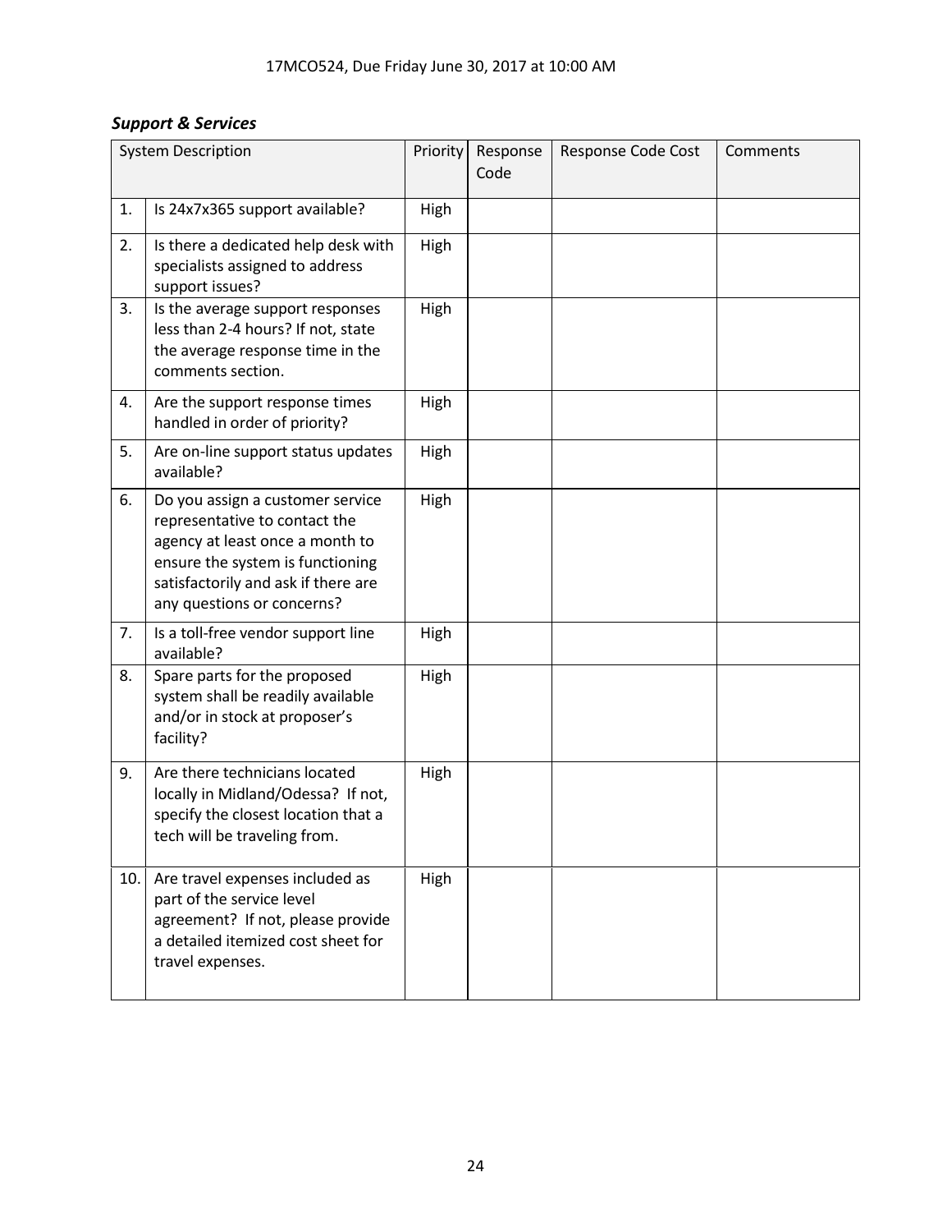### *Support & Services*

| System Description | | Priority | Response Code | Response Code Cost | Comments |
|---|---|---|---|---|---|
| 1. | Is 24x7x365 support available? | High | | | |
| 2. | Is there a dedicated help desk with specialists assigned to address support issues? | High | | | |
| 3. | Is the average support responses less than 2-4 hours? If not, state the average response time in the comments section. | High | | | |
| 4. | Are the support response times handled in order of priority? | High | | | |
| 5. | Are on-line support status updates available? | High | | | |
| 6. | Do you assign a customer service representative to contact the agency at least once a month to ensure the system is functioning satisfactorily and ask if there are any questions or concerns? | High | | | |
| 7. | Is a toll-free vendor support line available? | High | | | |
| 8. | Spare parts for the proposed system shall be readily available and/or in stock at proposer's facility? | High | | | |
| 9. | Are there technicians located locally in Midland/Odessa? If not, specify the closest location that a tech will be traveling from. | High | | | |
| 10. | Are travel expenses included as part of the service level agreement? If not, please provide a detailed itemized cost sheet for travel expenses. | High | | | |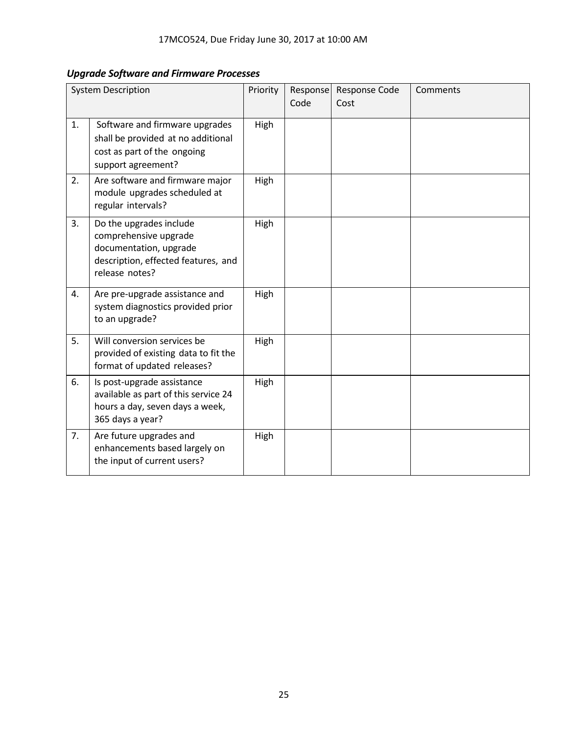***Upgrade Software and Firmware Processes***

| System Description | | Priority | Response Code | Response Code Cost | Comments |
|---|---|---|---|---|---|
| 1. | Software and firmware upgrades shall be provided at no additional cost as part of the ongoing support agreement? | High | | | |
| 2. | Are software and firmware major module upgrades scheduled at regular intervals? | High | | | |
| 3. | Do the upgrades include comprehensive upgrade documentation, upgrade description, effected features, and release notes? | High | | | |
| 4. | Are pre-upgrade assistance and system diagnostics provided prior to an upgrade? | High | | | |
| 5. | Will conversion services be provided of existing data to fit the format of updated releases? | High | | | |
| 6. | Is post-upgrade assistance available as part of this service 24 hours a day, seven days a week, 365 days a year? | High | | | |
| 7. | Are future upgrades and enhancements based largely on the input of current users? | High | | | |